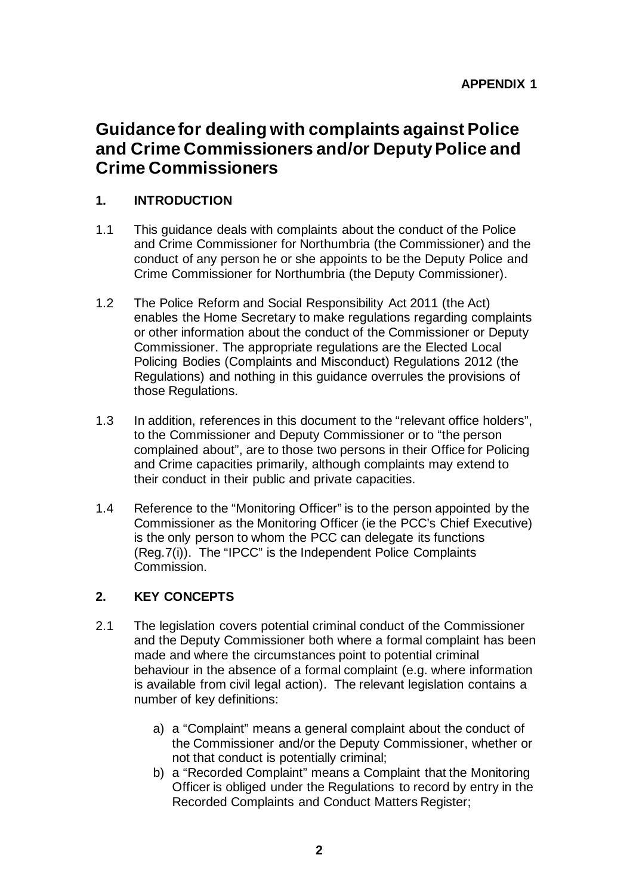**APPENDIX 1**

# Guidance for dealing with complaints against Police and Crime Commissioners and/or Deputy Police and Crime Commissioners

## 1. INTRODUCTION

1.1 This guidance deals with complaints about the conduct of the Police and Crime Commissioner for Northumbria (the Commissioner) and the conduct of any person he or she appoints to be the Deputy Police and Crime Commissioner for Northumbria (the Deputy Commissioner).

1.2 The Police Reform and Social Responsibility Act 2011 (the Act) enables the Home Secretary to make regulations regarding complaints or other information about the conduct of the Commissioner or Deputy Commissioner. The appropriate regulations are the Elected Local Policing Bodies (Complaints and Misconduct) Regulations 2012 (the Regulations) and nothing in this guidance overrules the provisions of those Regulations.

1.3 In addition, references in this document to the "relevant office holders", to the Commissioner and Deputy Commissioner or to "the person complained about", are to those two persons in their Office for Policing and Crime capacities primarily, although complaints may extend to their conduct in their public and private capacities.

1.4 Reference to the "Monitoring Officer" is to the person appointed by the Commissioner as the Monitoring Officer (ie the PCC's Chief Executive) is the only person to whom the PCC can delegate its functions (Reg.7(i)). The "IPCC" is the Independent Police Complaints Commission.

## 2. KEY CONCEPTS

2.1 The legislation covers potential criminal conduct of the Commissioner and the Deputy Commissioner both where a formal complaint has been made and where the circumstances point to potential criminal behaviour in the absence of a formal complaint (e.g. where information is available from civil legal action). The relevant legislation contains a number of key definitions:

a) a "Complaint" means a general complaint about the conduct of the Commissioner and/or the Deputy Commissioner, whether or not that conduct is potentially criminal;
b) a "Recorded Complaint" means a Complaint that the Monitoring Officer is obliged under the Regulations to record by entry in the Recorded Complaints and Conduct Matters Register;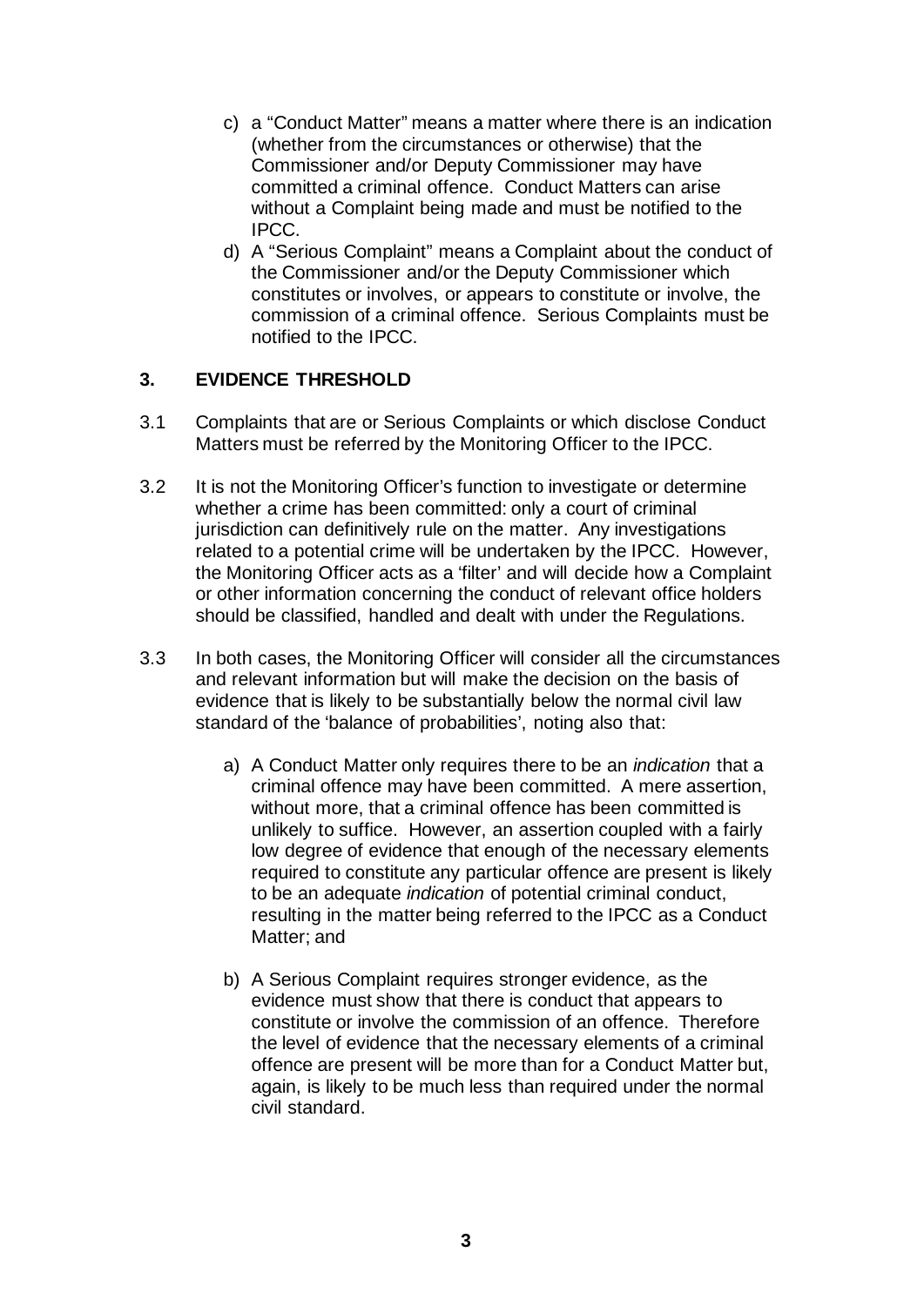c) a "Conduct Matter" means a matter where there is an indication (whether from the circumstances or otherwise) that the Commissioner and/or Deputy Commissioner may have committed a criminal offence. Conduct Matters can arise without a Complaint being made and must be notified to the IPCC.

d) A "Serious Complaint" means a Complaint about the conduct of the Commissioner and/or the Deputy Commissioner which constitutes or involves, or appears to constitute or involve, the commission of a criminal offence. Serious Complaints must be notified to the IPCC.

## 3. EVIDENCE THRESHOLD

3.1 Complaints that are or Serious Complaints or which disclose Conduct Matters must be referred by the Monitoring Officer to the IPCC.

3.2 It is not the Monitoring Officer's function to investigate or determine whether a crime has been committed: only a court of criminal jurisdiction can definitively rule on the matter. Any investigations related to a potential crime will be undertaken by the IPCC. However, the Monitoring Officer acts as a 'filter' and will decide how a Complaint or other information concerning the conduct of relevant office holders should be classified, handled and dealt with under the Regulations.

3.3 In both cases, the Monitoring Officer will consider all the circumstances and relevant information but will make the decision on the basis of evidence that is likely to be substantially below the normal civil law standard of the 'balance of probabilities', noting also that:

a) A Conduct Matter only requires there to be an *indication* that a criminal offence may have been committed. A mere assertion, without more, that a criminal offence has been committed is unlikely to suffice. However, an assertion coupled with a fairly low degree of evidence that enough of the necessary elements required to constitute any particular offence are present is likely to be an adequate *indication* of potential criminal conduct, resulting in the matter being referred to the IPCC as a Conduct Matter; and

b) A Serious Complaint requires stronger evidence, as the evidence must show that there is conduct that appears to constitute or involve the commission of an offence. Therefore the level of evidence that the necessary elements of a criminal offence are present will be more than for a Conduct Matter but, again, is likely to be much less than required under the normal civil standard.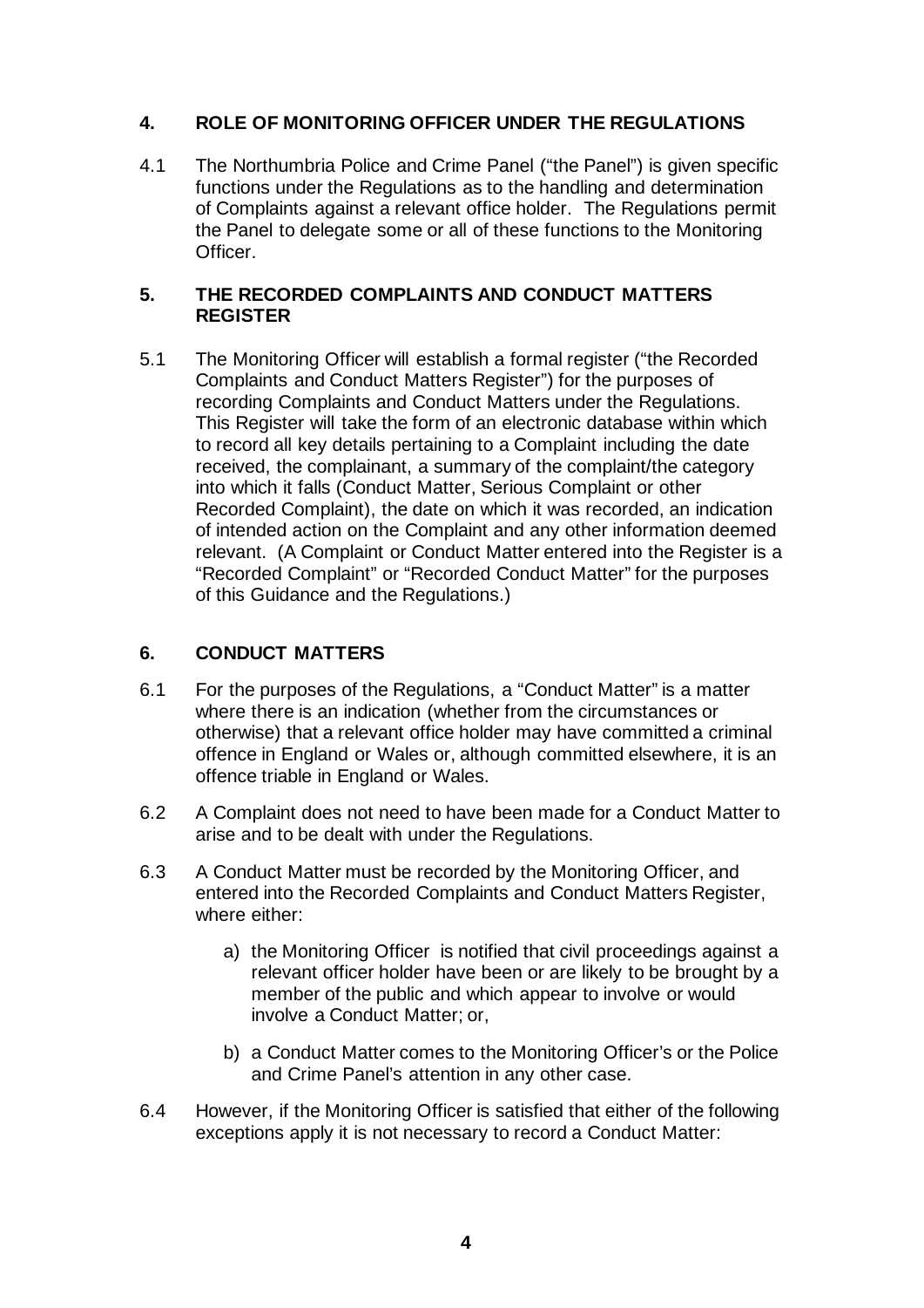## 4. ROLE OF MONITORING OFFICER UNDER THE REGULATIONS

4.1 The Northumbria Police and Crime Panel ("the Panel") is given specific functions under the Regulations as to the handling and determination of Complaints against a relevant office holder. The Regulations permit the Panel to delegate some or all of these functions to the Monitoring Officer.

## 5. THE RECORDED COMPLAINTS AND CONDUCT MATTERS REGISTER

5.1 The Monitoring Officer will establish a formal register ("the Recorded Complaints and Conduct Matters Register") for the purposes of recording Complaints and Conduct Matters under the Regulations. This Register will take the form of an electronic database within which to record all key details pertaining to a Complaint including the date received, the complainant, a summary of the complaint/the category into which it falls (Conduct Matter, Serious Complaint or other Recorded Complaint), the date on which it was recorded, an indication of intended action on the Complaint and any other information deemed relevant. (A Complaint or Conduct Matter entered into the Register is a "Recorded Complaint" or "Recorded Conduct Matter" for the purposes of this Guidance and the Regulations.)

## 6. CONDUCT MATTERS

6.1 For the purposes of the Regulations, a "Conduct Matter" is a matter where there is an indication (whether from the circumstances or otherwise) that a relevant office holder may have committed a criminal offence in England or Wales or, although committed elsewhere, it is an offence triable in England or Wales.

6.2 A Complaint does not need to have been made for a Conduct Matter to arise and to be dealt with under the Regulations.

6.3 A Conduct Matter must be recorded by the Monitoring Officer, and entered into the Recorded Complaints and Conduct Matters Register, where either:

a) the Monitoring Officer is notified that civil proceedings against a relevant officer holder have been or are likely to be brought by a member of the public and which appear to involve or would involve a Conduct Matter; or,

b) a Conduct Matter comes to the Monitoring Officer's or the Police and Crime Panel's attention in any other case.

6.4 However, if the Monitoring Officer is satisfied that either of the following exceptions apply it is not necessary to record a Conduct Matter: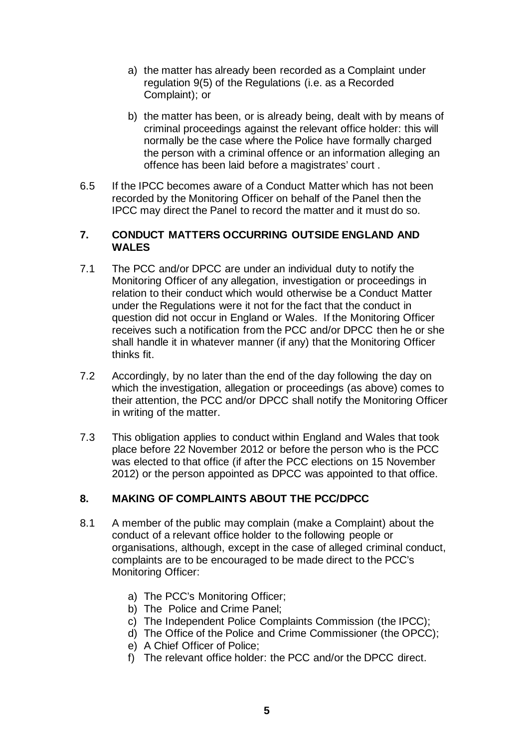a) the matter has already been recorded as a Complaint under regulation 9(5) of the Regulations (i.e. as a Recorded Complaint); or

b) the matter has been, or is already being, dealt with by means of criminal proceedings against the relevant office holder: this will normally be the case where the Police have formally charged the person with a criminal offence or an information alleging an offence has been laid before a magistrates' court .

6.5 If the IPCC becomes aware of a Conduct Matter which has not been recorded by the Monitoring Officer on behalf of the Panel then the IPCC may direct the Panel to record the matter and it must do so.

## 7. CONDUCT MATTERS OCCURRING OUTSIDE ENGLAND AND WALES

7.1 The PCC and/or DPCC are under an individual duty to notify the Monitoring Officer of any allegation, investigation or proceedings in relation to their conduct which would otherwise be a Conduct Matter under the Regulations were it not for the fact that the conduct in question did not occur in England or Wales. If the Monitoring Officer receives such a notification from the PCC and/or DPCC then he or she shall handle it in whatever manner (if any) that the Monitoring Officer thinks fit.

7.2 Accordingly, by no later than the end of the day following the day on which the investigation, allegation or proceedings (as above) comes to their attention, the PCC and/or DPCC shall notify the Monitoring Officer in writing of the matter.

7.3 This obligation applies to conduct within England and Wales that took place before 22 November 2012 or before the person who is the PCC was elected to that office (if after the PCC elections on 15 November 2012) or the person appointed as DPCC was appointed to that office.

## 8. MAKING OF COMPLAINTS ABOUT THE PCC/DPCC

8.1 A member of the public may complain (make a Complaint) about the conduct of a relevant office holder to the following people or organisations, although, except in the case of alleged criminal conduct, complaints are to be encouraged to be made direct to the PCC's Monitoring Officer:

a) The PCC's Monitoring Officer;
b) The Police and Crime Panel;
c) The Independent Police Complaints Commission (the IPCC);
d) The Office of the Police and Crime Commissioner (the OPCC);
e) A Chief Officer of Police;
f) The relevant office holder: the PCC and/or the DPCC direct.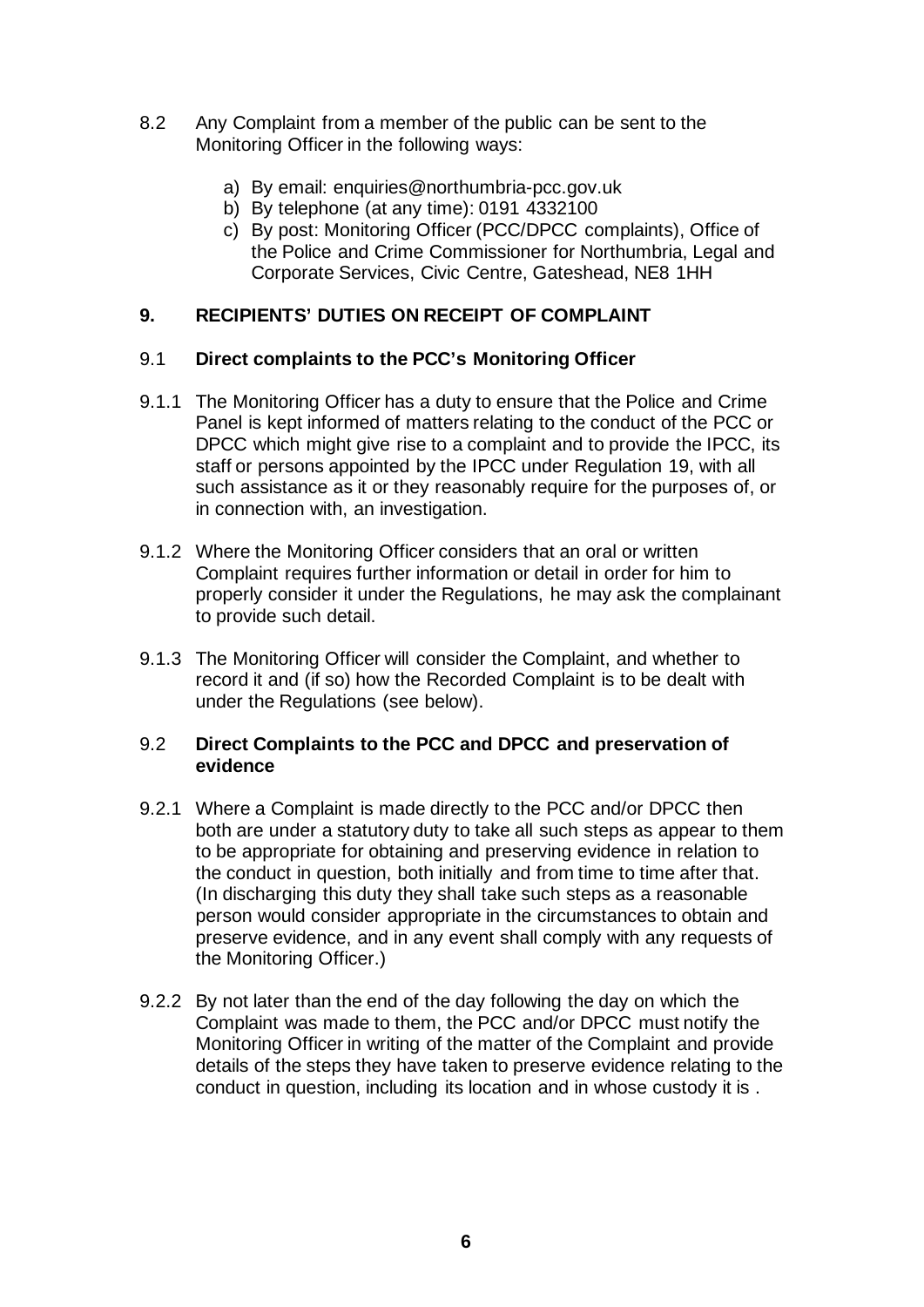8.2 Any Complaint from a member of the public can be sent to the Monitoring Officer in the following ways:

a) By email: enquiries@northumbria-pcc.gov.uk
b) By telephone (at any time): 0191 4332100
c) By post: Monitoring Officer (PCC/DPCC complaints), Office of the Police and Crime Commissioner for Northumbria, Legal and Corporate Services, Civic Centre, Gateshead, NE8 1HH

## 9. RECIPIENTS' DUTIES ON RECEIPT OF COMPLAINT

### 9.1 Direct complaints to the PCC's Monitoring Officer

9.1.1 The Monitoring Officer has a duty to ensure that the Police and Crime Panel is kept informed of matters relating to the conduct of the PCC or DPCC which might give rise to a complaint and to provide the IPCC, its staff or persons appointed by the IPCC under Regulation 19, with all such assistance as it or they reasonably require for the purposes of, or in connection with, an investigation.

9.1.2 Where the Monitoring Officer considers that an oral or written Complaint requires further information or detail in order for him to properly consider it under the Regulations, he may ask the complainant to provide such detail.

9.1.3 The Monitoring Officer will consider the Complaint, and whether to record it and (if so) how the Recorded Complaint is to be dealt with under the Regulations (see below).

### 9.2 Direct Complaints to the PCC and DPCC and preservation of evidence

9.2.1 Where a Complaint is made directly to the PCC and/or DPCC then both are under a statutory duty to take all such steps as appear to them to be appropriate for obtaining and preserving evidence in relation to the conduct in question, both initially and from time to time after that. (In discharging this duty they shall take such steps as a reasonable person would consider appropriate in the circumstances to obtain and preserve evidence, and in any event shall comply with any requests of the Monitoring Officer.)

9.2.2 By not later than the end of the day following the day on which the Complaint was made to them, the PCC and/or DPCC must notify the Monitoring Officer in writing of the matter of the Complaint and provide details of the steps they have taken to preserve evidence relating to the conduct in question, including its location and in whose custody it is .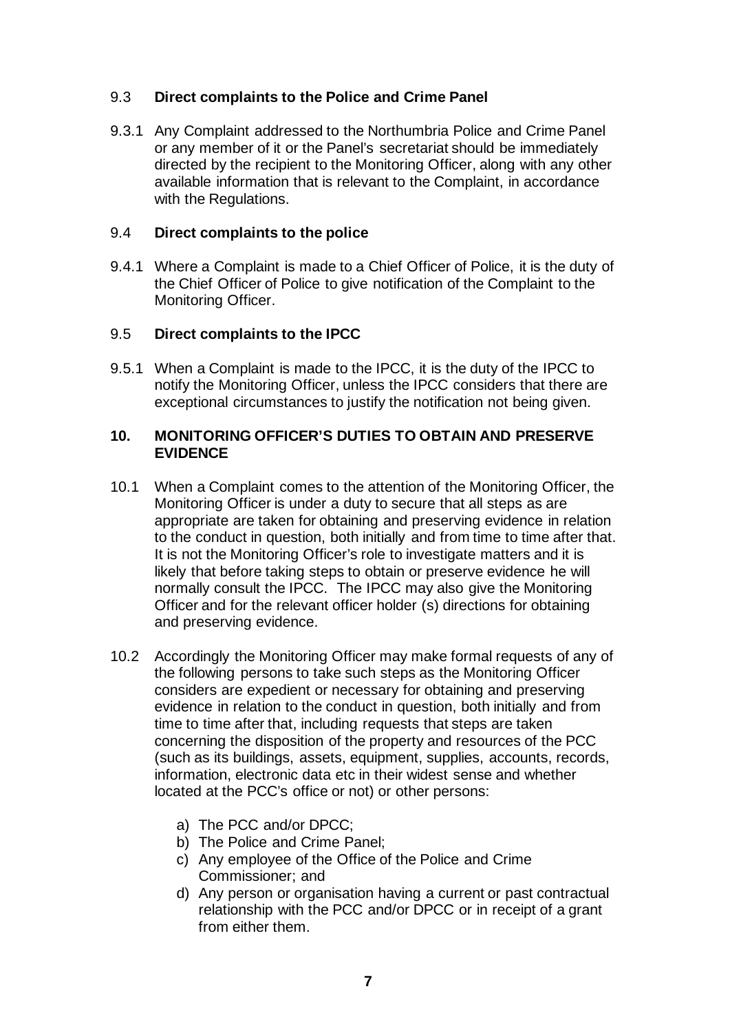### 9.3 Direct complaints to the Police and Crime Panel

9.3.1 Any Complaint addressed to the Northumbria Police and Crime Panel or any member of it or the Panel's secretariat should be immediately directed by the recipient to the Monitoring Officer, along with any other available information that is relevant to the Complaint, in accordance with the Regulations.

### 9.4 Direct complaints to the police

9.4.1 Where a Complaint is made to a Chief Officer of Police, it is the duty of the Chief Officer of Police to give notification of the Complaint to the Monitoring Officer.

### 9.5 Direct complaints to the IPCC

9.5.1 When a Complaint is made to the IPCC, it is the duty of the IPCC to notify the Monitoring Officer, unless the IPCC considers that there are exceptional circumstances to justify the notification not being given.

## 10. MONITORING OFFICER'S DUTIES TO OBTAIN AND PRESERVE EVIDENCE

10.1 When a Complaint comes to the attention of the Monitoring Officer, the Monitoring Officer is under a duty to secure that all steps as are appropriate are taken for obtaining and preserving evidence in relation to the conduct in question, both initially and from time to time after that. It is not the Monitoring Officer's role to investigate matters and it is likely that before taking steps to obtain or preserve evidence he will normally consult the IPCC. The IPCC may also give the Monitoring Officer and for the relevant officer holder (s) directions for obtaining and preserving evidence.

10.2 Accordingly the Monitoring Officer may make formal requests of any of the following persons to take such steps as the Monitoring Officer considers are expedient or necessary for obtaining and preserving evidence in relation to the conduct in question, both initially and from time to time after that, including requests that steps are taken concerning the disposition of the property and resources of the PCC (such as its buildings, assets, equipment, supplies, accounts, records, information, electronic data etc in their widest sense and whether located at the PCC's office or not) or other persons:

a) The PCC and/or DPCC;
b) The Police and Crime Panel;
c) Any employee of the Office of the Police and Crime Commissioner; and
d) Any person or organisation having a current or past contractual relationship with the PCC and/or DPCC or in receipt of a grant from either them.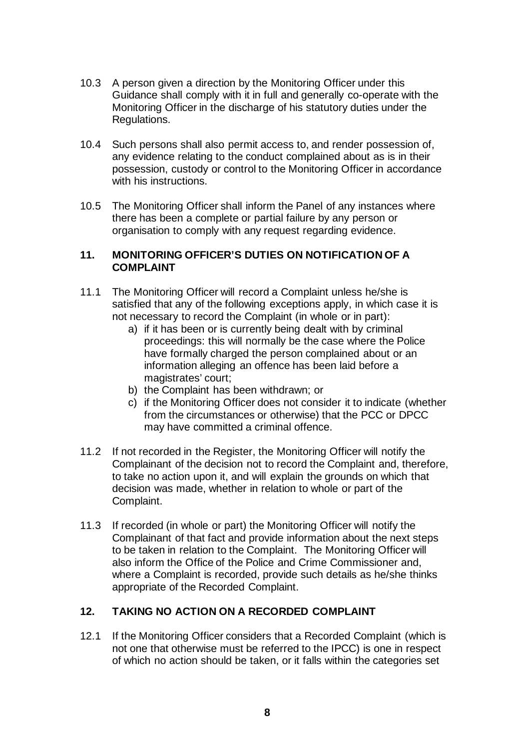10.3 A person given a direction by the Monitoring Officer under this Guidance shall comply with it in full and generally co-operate with the Monitoring Officer in the discharge of his statutory duties under the Regulations.

10.4 Such persons shall also permit access to, and render possession of, any evidence relating to the conduct complained about as is in their possession, custody or control to the Monitoring Officer in accordance with his instructions.

10.5 The Monitoring Officer shall inform the Panel of any instances where there has been a complete or partial failure by any person or organisation to comply with any request regarding evidence.

## 11. MONITORING OFFICER'S DUTIES ON NOTIFICATION OF A COMPLAINT

11.1 The Monitoring Officer will record a Complaint unless he/she is satisfied that any of the following exceptions apply, in which case it is not necessary to record the Complaint (in whole or in part):

a) if it has been or is currently being dealt with by criminal proceedings: this will normally be the case where the Police have formally charged the person complained about or an information alleging an offence has been laid before a magistrates' court;

b) the Complaint has been withdrawn; or

c) if the Monitoring Officer does not consider it to indicate (whether from the circumstances or otherwise) that the PCC or DPCC may have committed a criminal offence.

11.2 If not recorded in the Register, the Monitoring Officer will notify the Complainant of the decision not to record the Complaint and, therefore, to take no action upon it, and will explain the grounds on which that decision was made, whether in relation to whole or part of the Complaint.

11.3 If recorded (in whole or part) the Monitoring Officer will notify the Complainant of that fact and provide information about the next steps to be taken in relation to the Complaint. The Monitoring Officer will also inform the Office of the Police and Crime Commissioner and, where a Complaint is recorded, provide such details as he/she thinks appropriate of the Recorded Complaint.

## 12. TAKING NO ACTION ON A RECORDED COMPLAINT

12.1 If the Monitoring Officer considers that a Recorded Complaint (which is not one that otherwise must be referred to the IPCC) is one in respect of which no action should be taken, or it falls within the categories set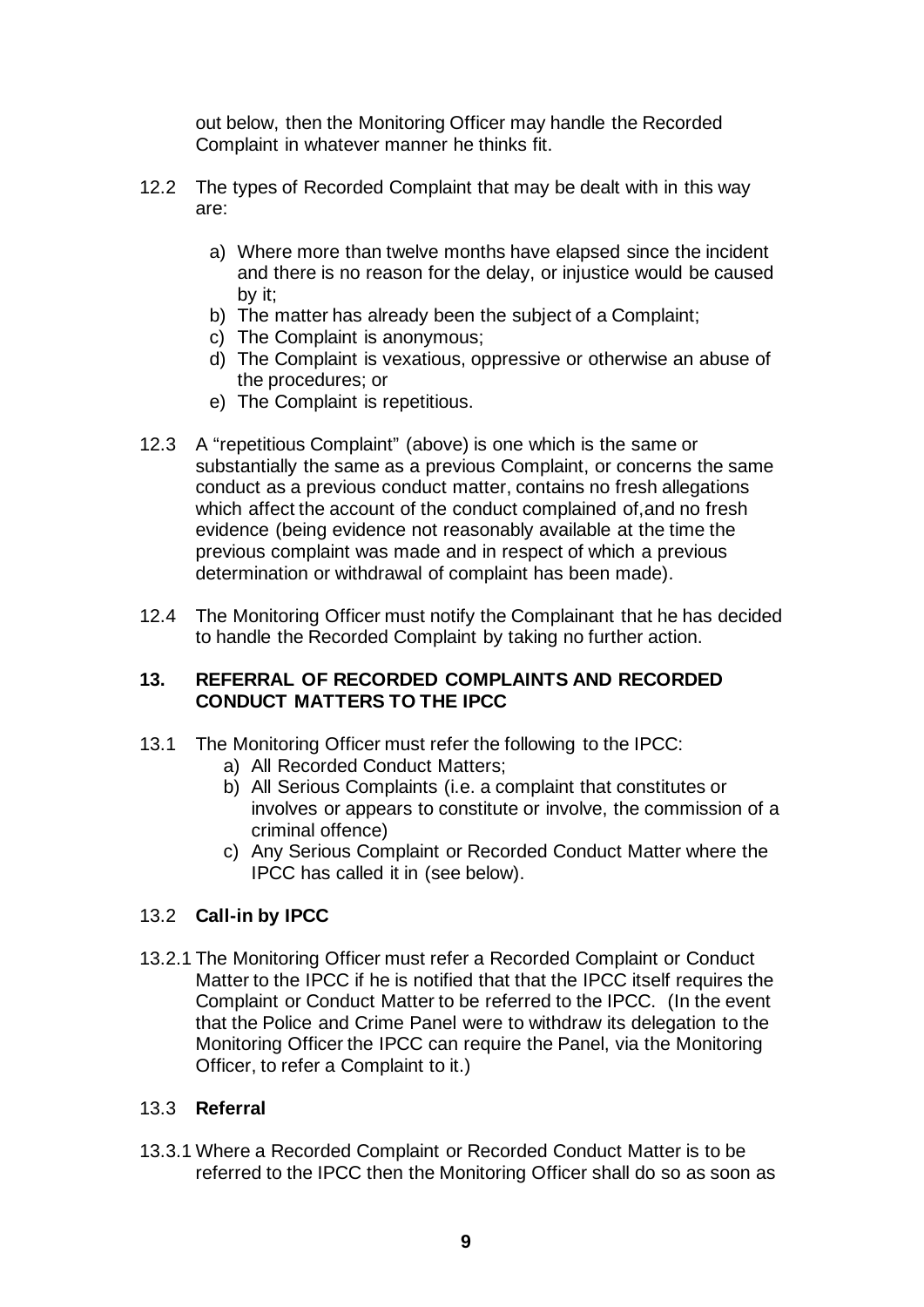out below, then the Monitoring Officer may handle the Recorded Complaint in whatever manner he thinks fit.

12.2 The types of Recorded Complaint that may be dealt with in this way are:

a) Where more than twelve months have elapsed since the incident and there is no reason for the delay, or injustice would be caused by it;
b) The matter has already been the subject of a Complaint;
c) The Complaint is anonymous;
d) The Complaint is vexatious, oppressive or otherwise an abuse of the procedures; or
e) The Complaint is repetitious.

12.3 A "repetitious Complaint" (above) is one which is the same or substantially the same as a previous Complaint, or concerns the same conduct as a previous conduct matter, contains no fresh allegations which affect the account of the conduct complained of,and no fresh evidence (being evidence not reasonably available at the time the previous complaint was made and in respect of which a previous determination or withdrawal of complaint has been made).

12.4 The Monitoring Officer must notify the Complainant that he has decided to handle the Recorded Complaint by taking no further action.

## 13. REFERRAL OF RECORDED COMPLAINTS AND RECORDED CONDUCT MATTERS TO THE IPCC

13.1 The Monitoring Officer must refer the following to the IPCC:

a) All Recorded Conduct Matters;
b) All Serious Complaints (i.e. a complaint that constitutes or involves or appears to constitute or involve, the commission of a criminal offence)
c) Any Serious Complaint or Recorded Conduct Matter where the IPCC has called it in (see below).

### 13.2 Call-in by IPCC

13.2.1 The Monitoring Officer must refer a Recorded Complaint or Conduct Matter to the IPCC if he is notified that that the IPCC itself requires the Complaint or Conduct Matter to be referred to the IPCC. (In the event that the Police and Crime Panel were to withdraw its delegation to the Monitoring Officer the IPCC can require the Panel, via the Monitoring Officer, to refer a Complaint to it.)

### 13.3 Referral

13.3.1 Where a Recorded Complaint or Recorded Conduct Matter is to be referred to the IPCC then the Monitoring Officer shall do so as soon as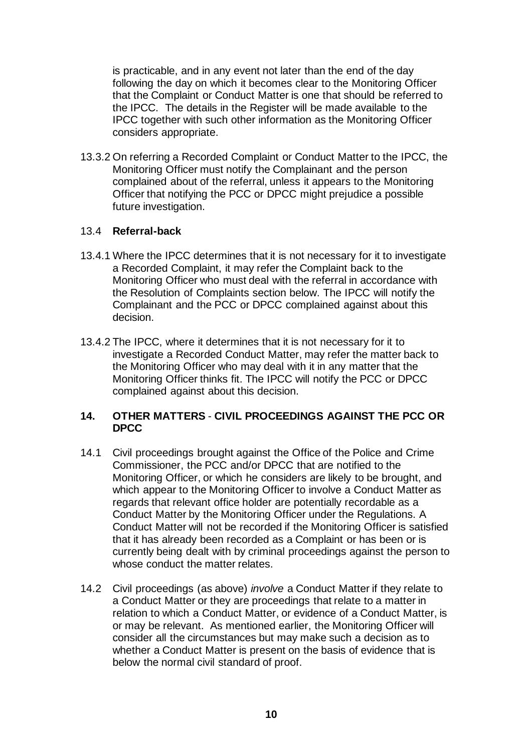is practicable, and in any event not later than the end of the day following the day on which it becomes clear to the Monitoring Officer that the Complaint or Conduct Matter is one that should be referred to the IPCC. The details in the Register will be made available to the IPCC together with such other information as the Monitoring Officer considers appropriate.

13.3.2 On referring a Recorded Complaint or Conduct Matter to the IPCC, the Monitoring Officer must notify the Complainant and the person complained about of the referral, unless it appears to the Monitoring Officer that notifying the PCC or DPCC might prejudice a possible future investigation.

### 13.4 Referral-back

13.4.1 Where the IPCC determines that it is not necessary for it to investigate a Recorded Complaint, it may refer the Complaint back to the Monitoring Officer who must deal with the referral in accordance with the Resolution of Complaints section below. The IPCC will notify the Complainant and the PCC or DPCC complained against about this decision.

13.4.2 The IPCC, where it determines that it is not necessary for it to investigate a Recorded Conduct Matter, may refer the matter back to the Monitoring Officer who may deal with it in any matter that the Monitoring Officer thinks fit. The IPCC will notify the PCC or DPCC complained against about this decision.

## 14. OTHER MATTERS - CIVIL PROCEEDINGS AGAINST THE PCC OR DPCC

14.1 Civil proceedings brought against the Office of the Police and Crime Commissioner, the PCC and/or DPCC that are notified to the Monitoring Officer, or which he considers are likely to be brought, and which appear to the Monitoring Officer to involve a Conduct Matter as regards that relevant office holder are potentially recordable as a Conduct Matter by the Monitoring Officer under the Regulations. A Conduct Matter will not be recorded if the Monitoring Officer is satisfied that it has already been recorded as a Complaint or has been or is currently being dealt with by criminal proceedings against the person to whose conduct the matter relates.

14.2 Civil proceedings (as above) *involve* a Conduct Matter if they relate to a Conduct Matter or they are proceedings that relate to a matter in relation to which a Conduct Matter, or evidence of a Conduct Matter, is or may be relevant. As mentioned earlier, the Monitoring Officer will consider all the circumstances but may make such a decision as to whether a Conduct Matter is present on the basis of evidence that is below the normal civil standard of proof.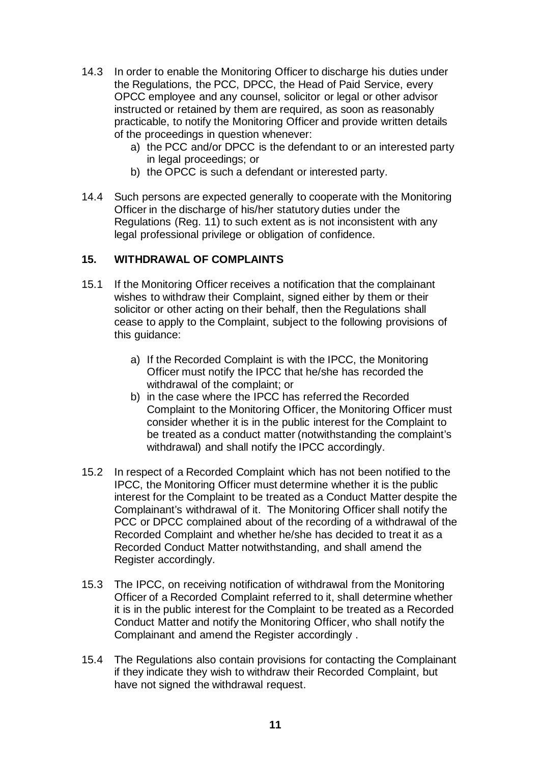14.3 In order to enable the Monitoring Officer to discharge his duties under the Regulations, the PCC, DPCC, the Head of Paid Service, every OPCC employee and any counsel, solicitor or legal or other advisor instructed or retained by them are required, as soon as reasonably practicable, to notify the Monitoring Officer and provide written details of the proceedings in question whenever:

   a) the PCC and/or DPCC is the defendant to or an interested party in legal proceedings; or
   b) the OPCC is such a defendant or interested party.

14.4 Such persons are expected generally to cooperate with the Monitoring Officer in the discharge of his/her statutory duties under the Regulations (Reg. 11) to such extent as is not inconsistent with any legal professional privilege or obligation of confidence.

## 15. WITHDRAWAL OF COMPLAINTS

15.1 If the Monitoring Officer receives a notification that the complainant wishes to withdraw their Complaint, signed either by them or their solicitor or other acting on their behalf, then the Regulations shall cease to apply to the Complaint, subject to the following provisions of this guidance:

   a) If the Recorded Complaint is with the IPCC, the Monitoring Officer must notify the IPCC that he/she has recorded the withdrawal of the complaint; or
   b) in the case where the IPCC has referred the Recorded Complaint to the Monitoring Officer, the Monitoring Officer must consider whether it is in the public interest for the Complaint to be treated as a conduct matter (notwithstanding the complaint's withdrawal) and shall notify the IPCC accordingly.

15.2 In respect of a Recorded Complaint which has not been notified to the IPCC, the Monitoring Officer must determine whether it is the public interest for the Complaint to be treated as a Conduct Matter despite the Complainant's withdrawal of it. The Monitoring Officer shall notify the PCC or DPCC complained about of the recording of a withdrawal of the Recorded Complaint and whether he/she has decided to treat it as a Recorded Conduct Matter notwithstanding, and shall amend the Register accordingly.

15.3 The IPCC, on receiving notification of withdrawal from the Monitoring Officer of a Recorded Complaint referred to it, shall determine whether it is in the public interest for the Complaint to be treated as a Recorded Conduct Matter and notify the Monitoring Officer, who shall notify the Complainant and amend the Register accordingly .

15.4 The Regulations also contain provisions for contacting the Complainant if they indicate they wish to withdraw their Recorded Complaint, but have not signed the withdrawal request.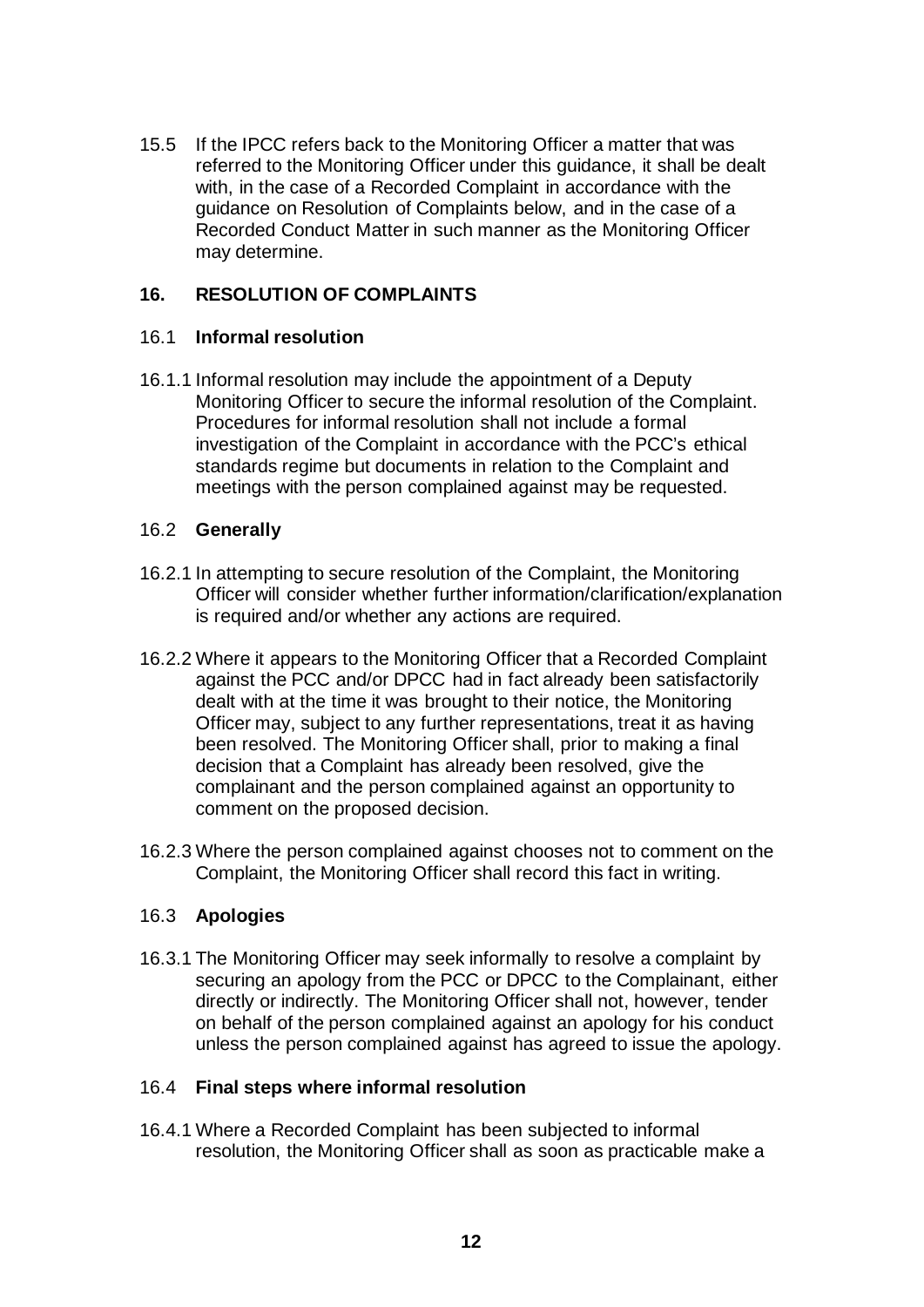15.5 If the IPCC refers back to the Monitoring Officer a matter that was referred to the Monitoring Officer under this guidance, it shall be dealt with, in the case of a Recorded Complaint in accordance with the guidance on Resolution of Complaints below, and in the case of a Recorded Conduct Matter in such manner as the Monitoring Officer may determine.

## 16. RESOLUTION OF COMPLAINTS

### 16.1 Informal resolution

16.1.1 Informal resolution may include the appointment of a Deputy Monitoring Officer to secure the informal resolution of the Complaint. Procedures for informal resolution shall not include a formal investigation of the Complaint in accordance with the PCC's ethical standards regime but documents in relation to the Complaint and meetings with the person complained against may be requested.

### 16.2 Generally

16.2.1 In attempting to secure resolution of the Complaint, the Monitoring Officer will consider whether further information/clarification/explanation is required and/or whether any actions are required.

16.2.2 Where it appears to the Monitoring Officer that a Recorded Complaint against the PCC and/or DPCC had in fact already been satisfactorily dealt with at the time it was brought to their notice, the Monitoring Officer may, subject to any further representations, treat it as having been resolved. The Monitoring Officer shall, prior to making a final decision that a Complaint has already been resolved, give the complainant and the person complained against an opportunity to comment on the proposed decision.

16.2.3 Where the person complained against chooses not to comment on the Complaint, the Monitoring Officer shall record this fact in writing.

### 16.3 Apologies

16.3.1 The Monitoring Officer may seek informally to resolve a complaint by securing an apology from the PCC or DPCC to the Complainant, either directly or indirectly. The Monitoring Officer shall not, however, tender on behalf of the person complained against an apology for his conduct unless the person complained against has agreed to issue the apology.

### 16.4 Final steps where informal resolution

16.4.1 Where a Recorded Complaint has been subjected to informal resolution, the Monitoring Officer shall as soon as practicable make a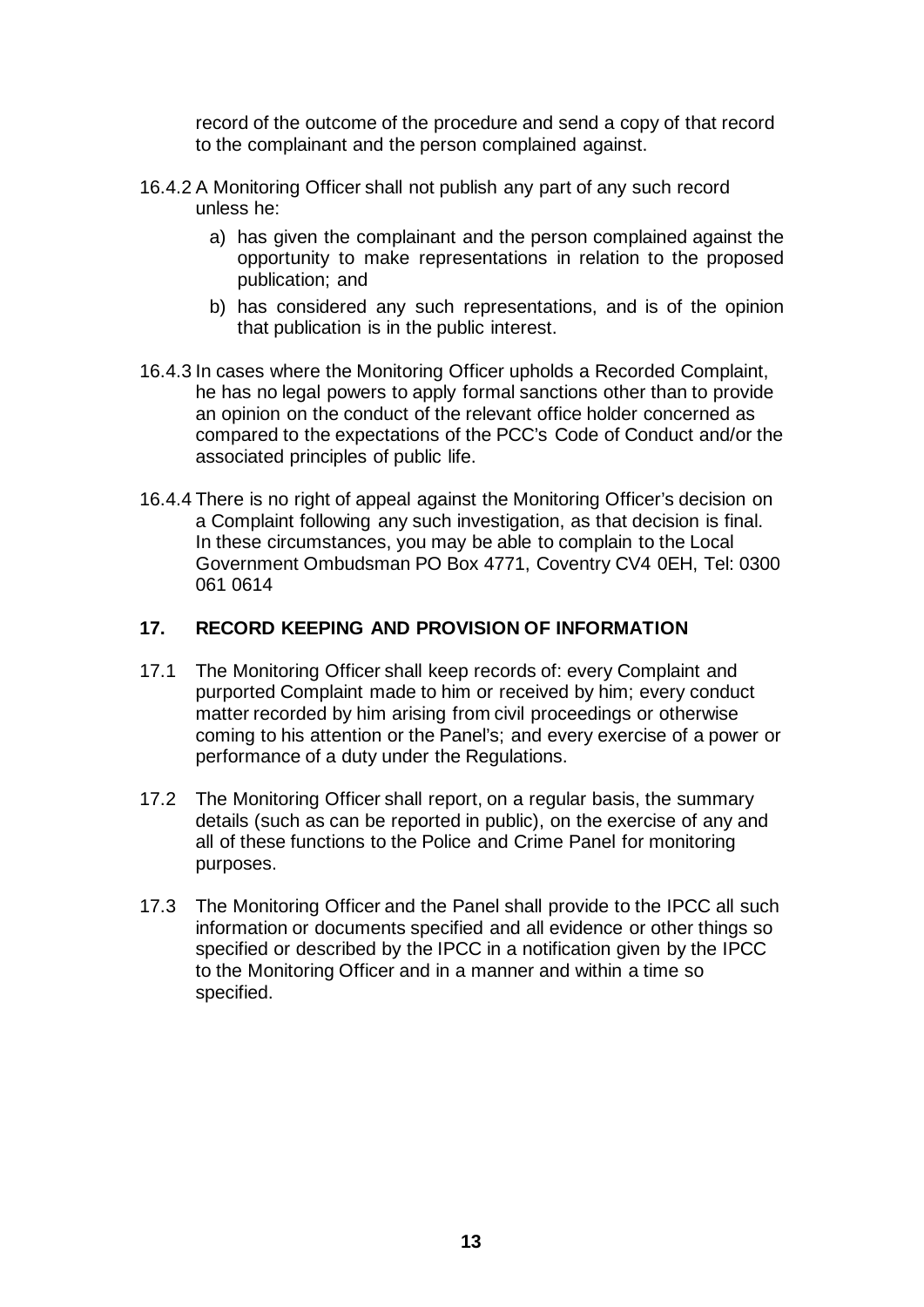record of the outcome of the procedure and send a copy of that record to the complainant and the person complained against.

16.4.2 A Monitoring Officer shall not publish any part of any such record unless he:

a) has given the complainant and the person complained against the opportunity to make representations in relation to the proposed publication; and

b) has considered any such representations, and is of the opinion that publication is in the public interest.

16.4.3 In cases where the Monitoring Officer upholds a Recorded Complaint, he has no legal powers to apply formal sanctions other than to provide an opinion on the conduct of the relevant office holder concerned as compared to the expectations of the PCC's Code of Conduct and/or the associated principles of public life.

16.4.4 There is no right of appeal against the Monitoring Officer's decision on a Complaint following any such investigation, as that decision is final. In these circumstances, you may be able to complain to the Local Government Ombudsman PO Box 4771, Coventry CV4 0EH, Tel: 0300 061 0614

## 17. RECORD KEEPING AND PROVISION OF INFORMATION

17.1 The Monitoring Officer shall keep records of: every Complaint and purported Complaint made to him or received by him; every conduct matter recorded by him arising from civil proceedings or otherwise coming to his attention or the Panel's; and every exercise of a power or performance of a duty under the Regulations.

17.2 The Monitoring Officer shall report, on a regular basis, the summary details (such as can be reported in public), on the exercise of any and all of these functions to the Police and Crime Panel for monitoring purposes.

17.3 The Monitoring Officer and the Panel shall provide to the IPCC all such information or documents specified and all evidence or other things so specified or described by the IPCC in a notification given by the IPCC to the Monitoring Officer and in a manner and within a time so specified.